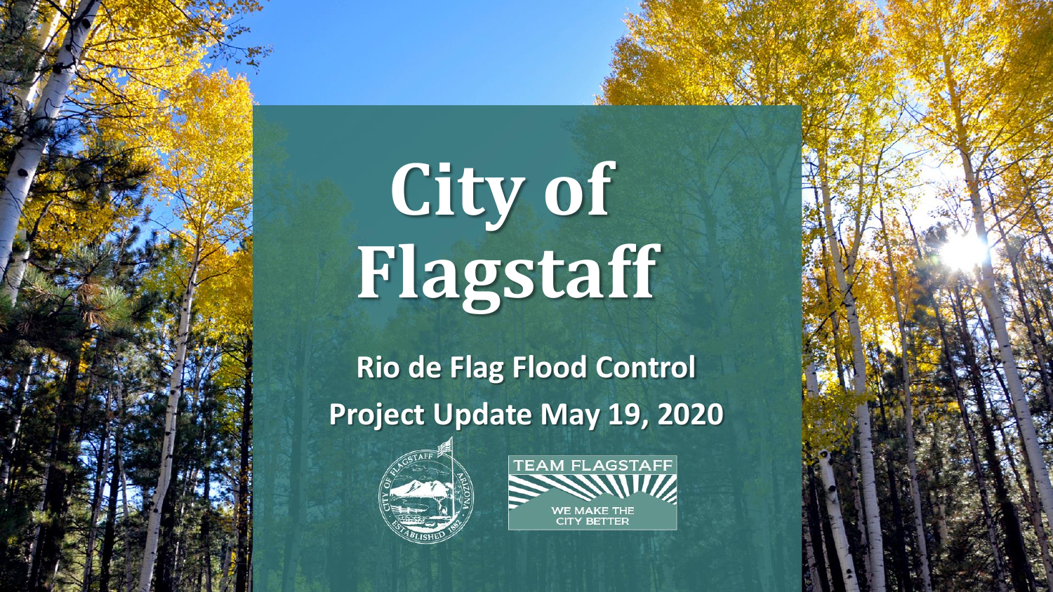# City of Flagstaff

## Rio de Flag Flood Control

## Project Update May 19, 2020

TEAM FLAGSTAFF

WE MAKE THE CITY BETTER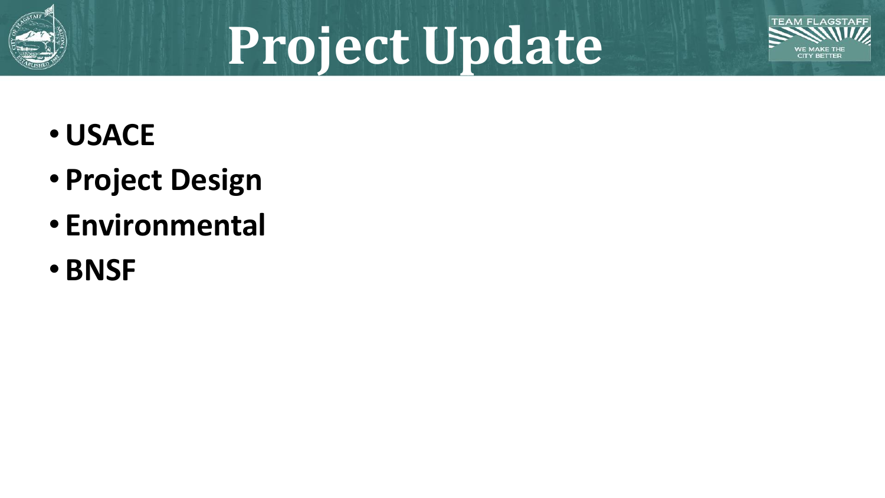# Project Update

- **USACE**
- **Project Design**
- **Environmental**
- **BNSF**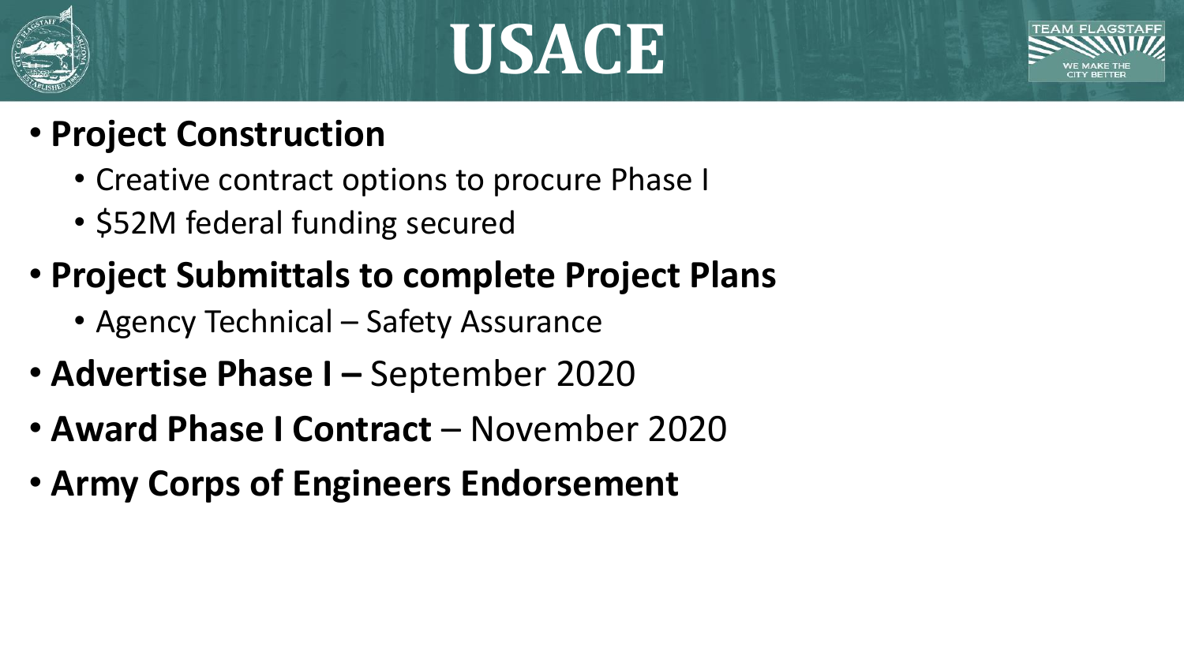# USACE

- **Project Construction**
  - Creative contract options to procure Phase I
  - $52M federal funding secured
- **Project Submittals to complete Project Plans**
  - Agency Technical – Safety Assurance
- **Advertise Phase I –** September 2020
- **Award Phase I Contract** – November 2020
- **Army Corps of Engineers Endorsement**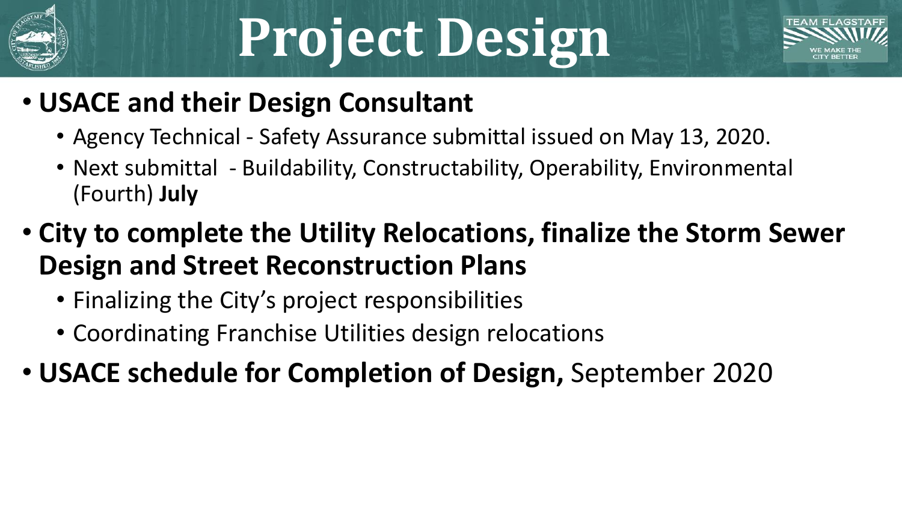# Project Design

- **USACE and their Design Consultant**
  - Agency Technical - Safety Assurance submittal issued on May 13, 2020.
  - Next submittal - Buildability, Constructability, Operability, Environmental (Fourth) **July**
- **City to complete the Utility Relocations, finalize the Storm Sewer Design and Street Reconstruction Plans**
  - Finalizing the City's project responsibilities
  - Coordinating Franchise Utilities design relocations
- **USACE schedule for Completion of Design,** September 2020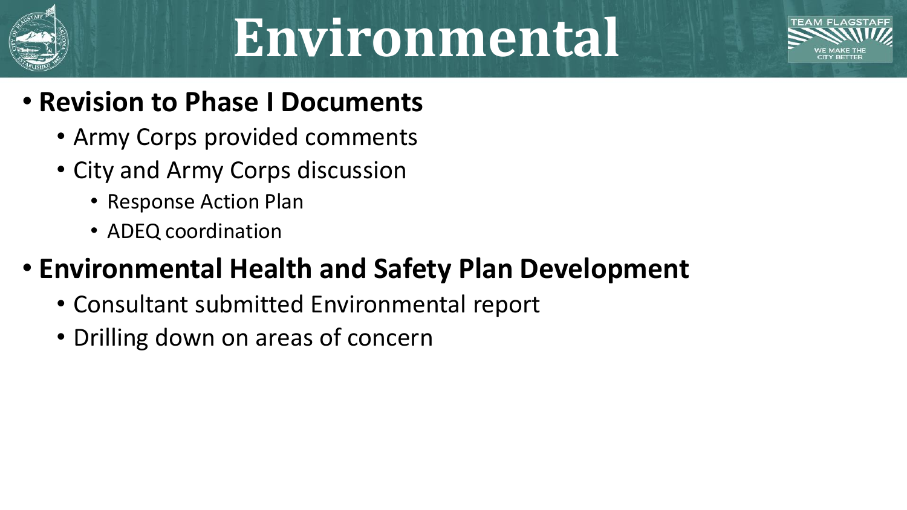# Environmental

- **Revision to Phase I Documents**
  - Army Corps provided comments
  - City and Army Corps discussion
    - Response Action Plan
    - ADEQ coordination
- **Environmental Health and Safety Plan Development**
  - Consultant submitted Environmental report
  - Drilling down on areas of concern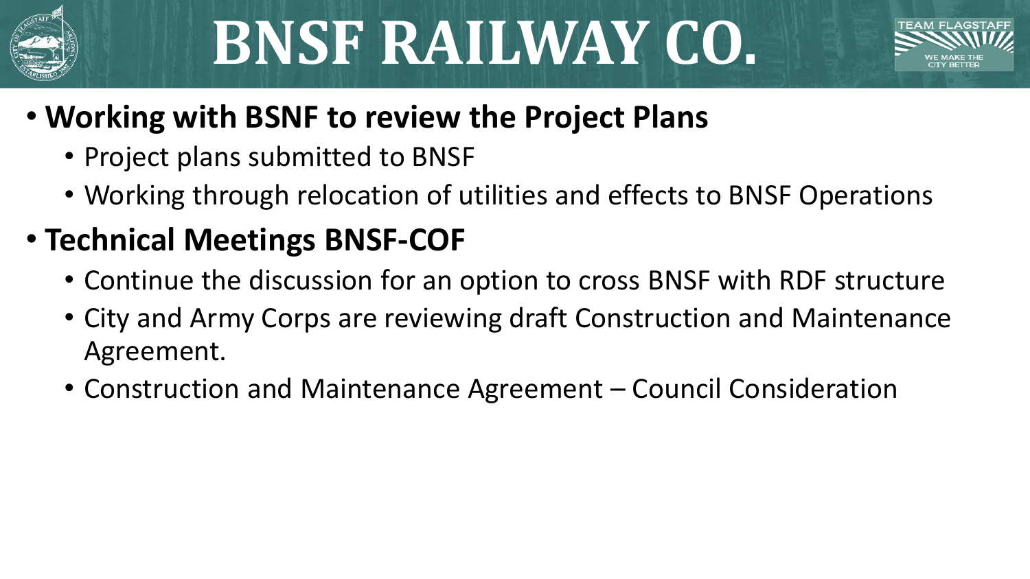# BNSF RAILWAY CO.

- **Working with BSNF to review the Project Plans**
  - Project plans submitted to BNSF
  - Working through relocation of utilities and effects to BNSF Operations
- **Technical Meetings BNSF-COF**
  - Continue the discussion for an option to cross BNSF with RDF structure
  - City and Army Corps are reviewing draft Construction and Maintenance Agreement.
  - Construction and Maintenance Agreement – Council Consideration